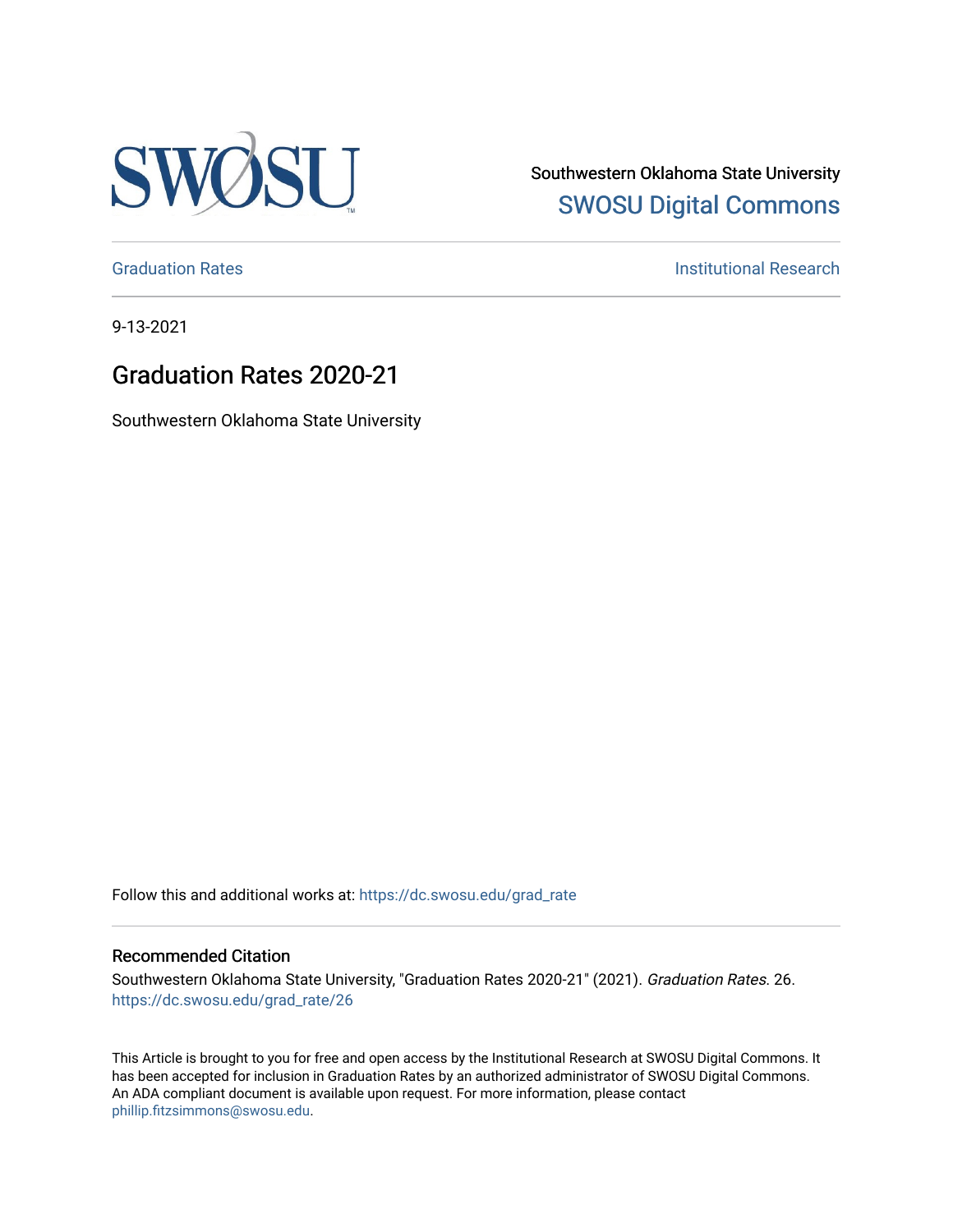Southwestern Oklahoma State University
SWOSU Digital Commons

Graduation Rates

Institutional Research

9-13-2021

# Graduation Rates 2020-21

Southwestern Oklahoma State University

Follow this and additional works at: https://dc.swosu.edu/grad_rate

## Recommended Citation

Southwestern Oklahoma State University, "Graduation Rates 2020-21" (2021). *Graduation Rates*. 26.
https://dc.swosu.edu/grad_rate/26

This Article is brought to you for free and open access by the Institutional Research at SWOSU Digital Commons. It has been accepted for inclusion in Graduation Rates by an authorized administrator of SWOSU Digital Commons. An ADA compliant document is available upon request. For more information, please contact phillip.fitzsimmons@swosu.edu.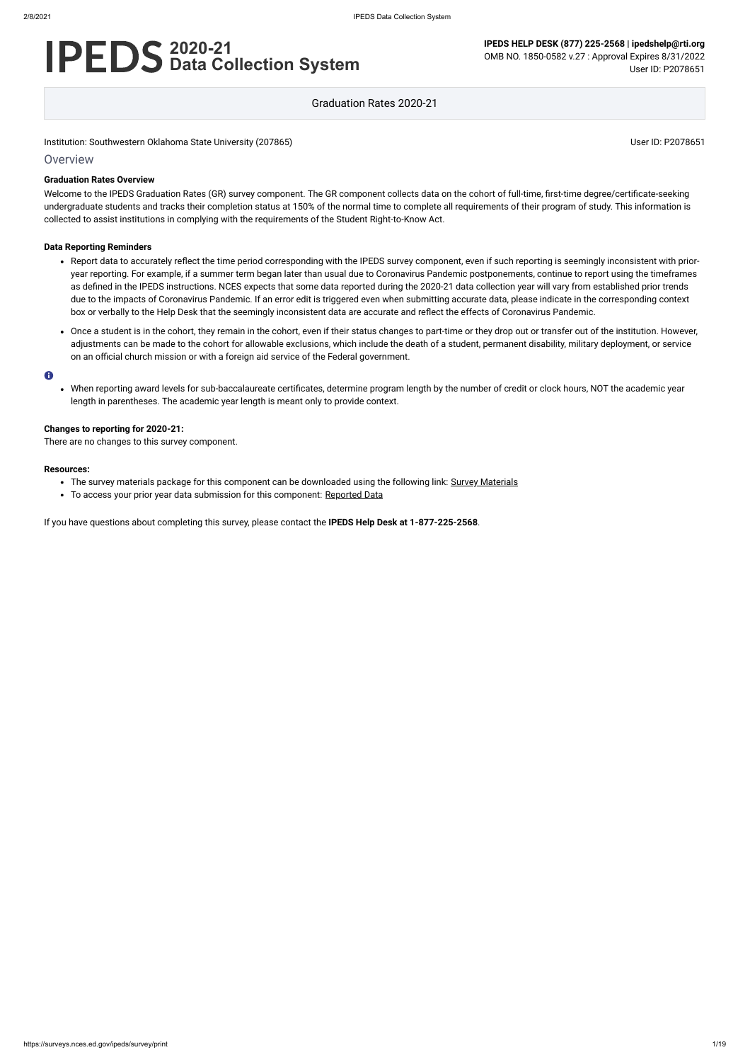# IPEDS 2020-21 Data Collection System

**IPEDS HELP DESK (877) 225-2568 | ipedshelp@rti.org**
OMB NO. 1850-0582 v.27 : Approval Expires 8/31/2022
User ID: P2078651

Graduation Rates 2020-21

Institution: Southwestern Oklahoma State University (207865) User ID: P2078651

## Overview

### Graduation Rates Overview

Welcome to the IPEDS Graduation Rates (GR) survey component. The GR component collects data on the cohort of full-time, first-time degree/certificate-seeking undergraduate students and tracks their completion status at 150% of the normal time to complete all requirements of their program of study. This information is collected to assist institutions in complying with the requirements of the Student Right-to-Know Act.

### Data Reporting Reminders

- Report data to accurately reflect the time period corresponding with the IPEDS survey component, even if such reporting is seemingly inconsistent with prior-year reporting. For example, if a summer term began later than usual due to Coronavirus Pandemic postponements, continue to report using the timeframes as defined in the IPEDS instructions. NCES expects that some data reported during the 2020-21 data collection year will vary from established prior trends due to the impacts of Coronavirus Pandemic. If an error edit is triggered even when submitting accurate data, please indicate in the corresponding context box or verbally to the Help Desk that the seemingly inconsistent data are accurate and reflect the effects of Coronavirus Pandemic.
- Once a student is in the cohort, they remain in the cohort, even if their status changes to part-time or they drop out or transfer out of the institution. However, adjustments can be made to the cohort for allowable exclusions, which include the death of a student, permanent disability, military deployment, or service on an official church mission or with a foreign aid service of the Federal government.

- When reporting award levels for sub-baccalaureate certificates, determine program length by the number of credit or clock hours, NOT the academic year length in parentheses. The academic year length is meant only to provide context.

### Changes to reporting for 2020-21:

There are no changes to this survey component.

### Resources:

- The survey materials package for this component can be downloaded using the following link: Survey Materials
- To access your prior year data submission for this component: Reported Data

If you have questions about completing this survey, please contact the **IPEDS Help Desk at 1-877-225-2568**.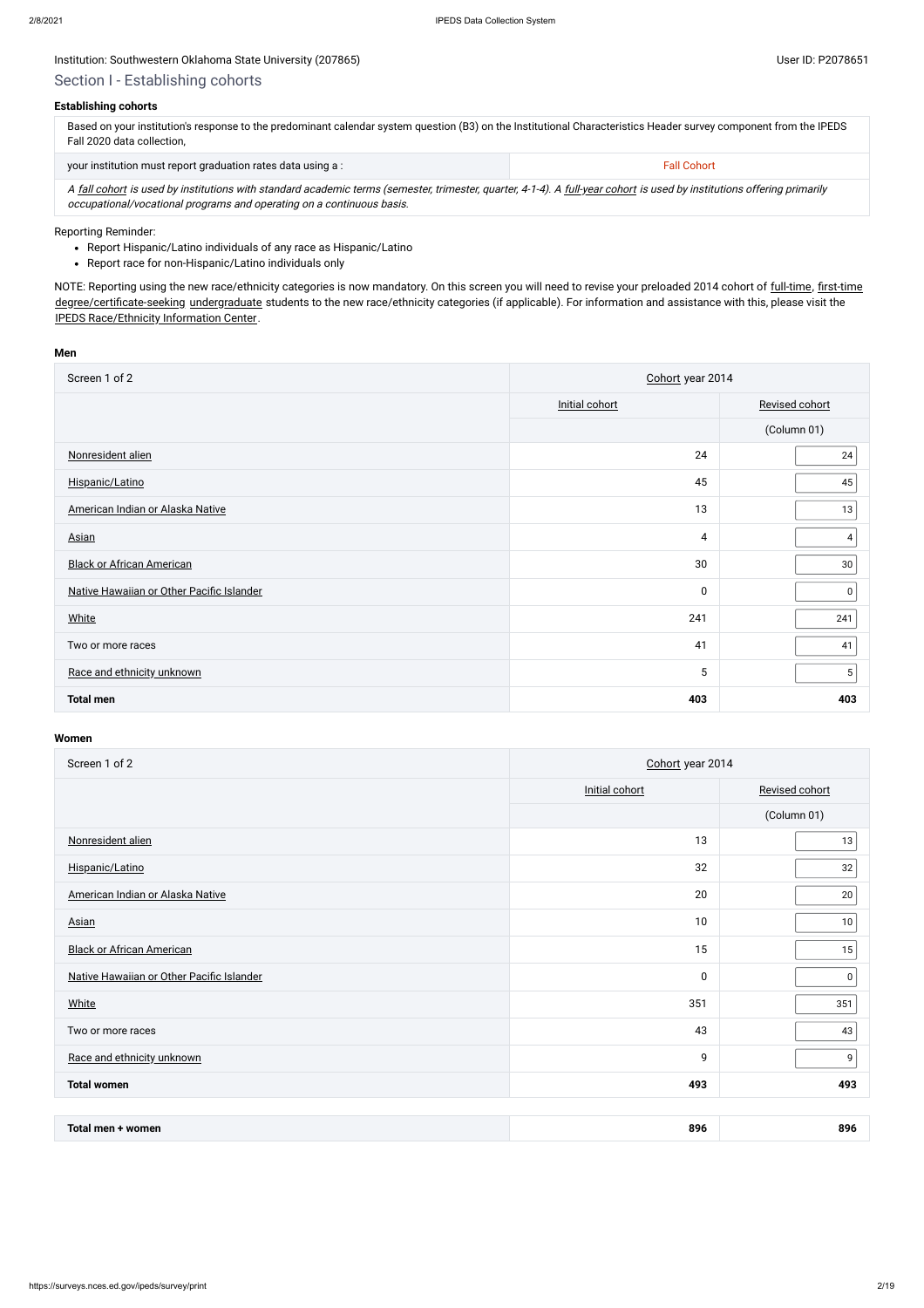Institution: Southwestern Oklahoma State University (207865) User ID: P2078651

## Section I - Establishing cohorts

### Establishing cohorts

| Based on your institution's response to the predominant calendar system question (B3) on the Institutional Characteristics Header survey component from the IPEDS Fall 2020 data collection, | |
|---|---|
| your institution must report graduation rates data using a : | Fall Cohort |

*A fall cohort is used by institutions with standard academic terms (semester, trimester, quarter, 4-1-4). A full-year cohort is used by institutions offering primarily occupational/vocational programs and operating on a continuous basis.*

Reporting Reminder:

- Report Hispanic/Latino individuals of any race as Hispanic/Latino
- Report race for non-Hispanic/Latino individuals only

NOTE: Reporting using the new race/ethnicity categories is now mandatory. On this screen you will need to revise your preloaded 2014 cohort of full-time, first-time degree/certificate-seeking undergraduate students to the new race/ethnicity categories (if applicable). For information and assistance with this, please visit the IPEDS Race/Ethnicity Information Center.

### Men

| Screen 1 of 2 | Cohort year 2014 | |
|---|---|---|
| | Initial cohort | Revised cohort |
| | | (Column 01) |
| Nonresident alien | 24 | 24 |
| Hispanic/Latino | 45 | 45 |
| American Indian or Alaska Native | 13 | 13 |
| Asian | 4 | 4 |
| Black or African American | 30 | 30 |
| Native Hawaiian or Other Pacific Islander | 0 | 0 |
| White | 241 | 241 |
| Two or more races | 41 | 41 |
| Race and ethnicity unknown | 5 | 5 |
| **Total men** | **403** | **403** |

### Women

| Screen 1 of 2 | Cohort year 2014 | |
|---|---|---|
| | Initial cohort | Revised cohort |
| | | (Column 01) |
| Nonresident alien | 13 | 13 |
| Hispanic/Latino | 32 | 32 |
| American Indian or Alaska Native | 20 | 20 |
| Asian | 10 | 10 |
| Black or African American | 15 | 15 |
| Native Hawaiian or Other Pacific Islander | 0 | 0 |
| White | 351 | 351 |
| Two or more races | 43 | 43 |
| Race and ethnicity unknown | 9 | 9 |
| **Total women** | **493** | **493** |

| **Total men + women** | **896** | **896** |
|---|---|---|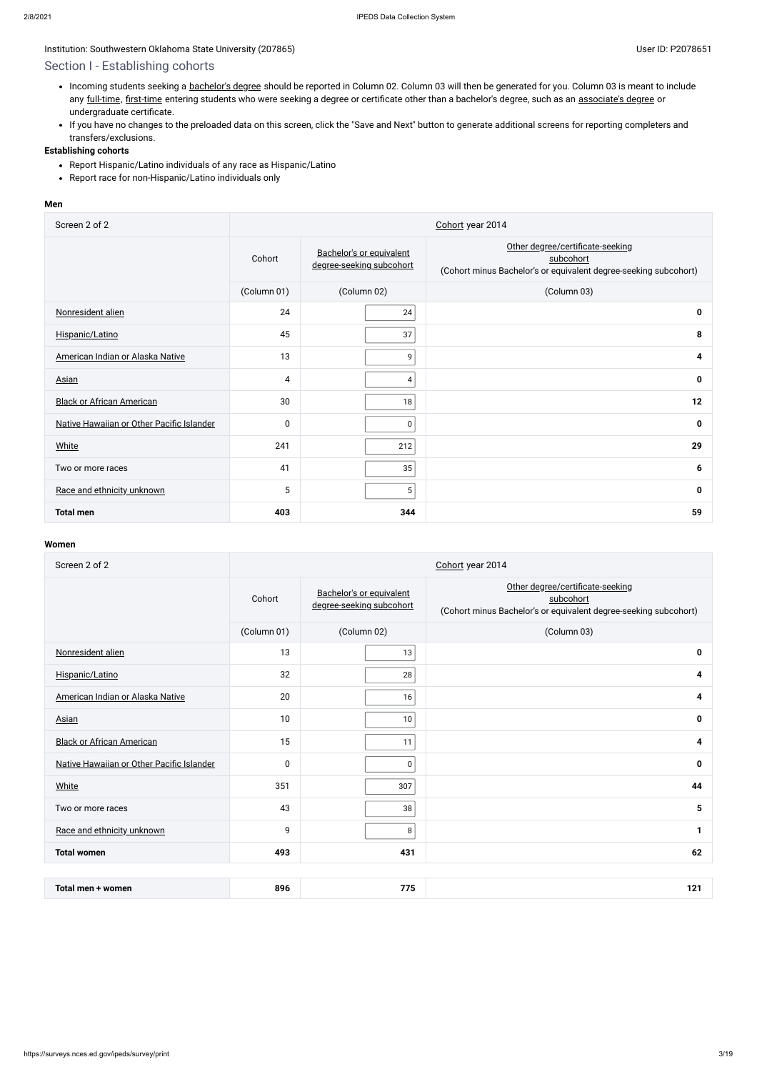Institution: Southwestern Oklahoma State University (207865)

User ID: P2078651

## Section I - Establishing cohorts

- Incoming students seeking a bachelor's degree should be reported in Column 02. Column 03 will then be generated for you. Column 03 is meant to include any full-time, first-time entering students who were seeking a degree or certificate other than a bachelor's degree, such as an associate's degree or undergraduate certificate.
- If you have no changes to the preloaded data on this screen, click the "Save and Next" button to generate additional screens for reporting completers and transfers/exclusions.

**Establishing cohorts**

- Report Hispanic/Latino individuals of any race as Hispanic/Latino
- Report race for non-Hispanic/Latino individuals only

**Men**

| Screen 2 of 2 | Cohort year 2014 | | |
|---|---|---|---|
| | Cohort | Bachelor's or equivalent degree-seeking subcohort | Other degree/certificate-seeking subcohort (Cohort minus Bachelor's or equivalent degree-seeking subcohort) |
| | (Column 01) | (Column 02) | (Column 03) |
| Nonresident alien | 24 | 24 | **0** |
| Hispanic/Latino | 45 | 37 | **8** |
| American Indian or Alaska Native | 13 | 9 | **4** |
| Asian | 4 | 4 | **0** |
| Black or African American | 30 | 18 | **12** |
| Native Hawaiian or Other Pacific Islander | 0 | 0 | **0** |
| White | 241 | 212 | **29** |
| Two or more races | 41 | 35 | **6** |
| Race and ethnicity unknown | 5 | 5 | **0** |
| **Total men** | **403** | **344** | **59** |

**Women**

| Screen 2 of 2 | Cohort year 2014 | | |
|---|---|---|---|
| | Cohort | Bachelor's or equivalent degree-seeking subcohort | Other degree/certificate-seeking subcohort (Cohort minus Bachelor's or equivalent degree-seeking subcohort) |
| | (Column 01) | (Column 02) | (Column 03) |
| Nonresident alien | 13 | 13 | **0** |
| Hispanic/Latino | 32 | 28 | **4** |
| American Indian or Alaska Native | 20 | 16 | **4** |
| Asian | 10 | 10 | **0** |
| Black or African American | 15 | 11 | **4** |
| Native Hawaiian or Other Pacific Islander | 0 | 0 | **0** |
| White | 351 | 307 | **44** |
| Two or more races | 43 | 38 | **5** |
| Race and ethnicity unknown | 9 | 8 | **1** |
| **Total women** | **493** | **431** | **62** |

| | | | |
|---|---|---|---|
| **Total men + women** | **896** | **775** | **121** |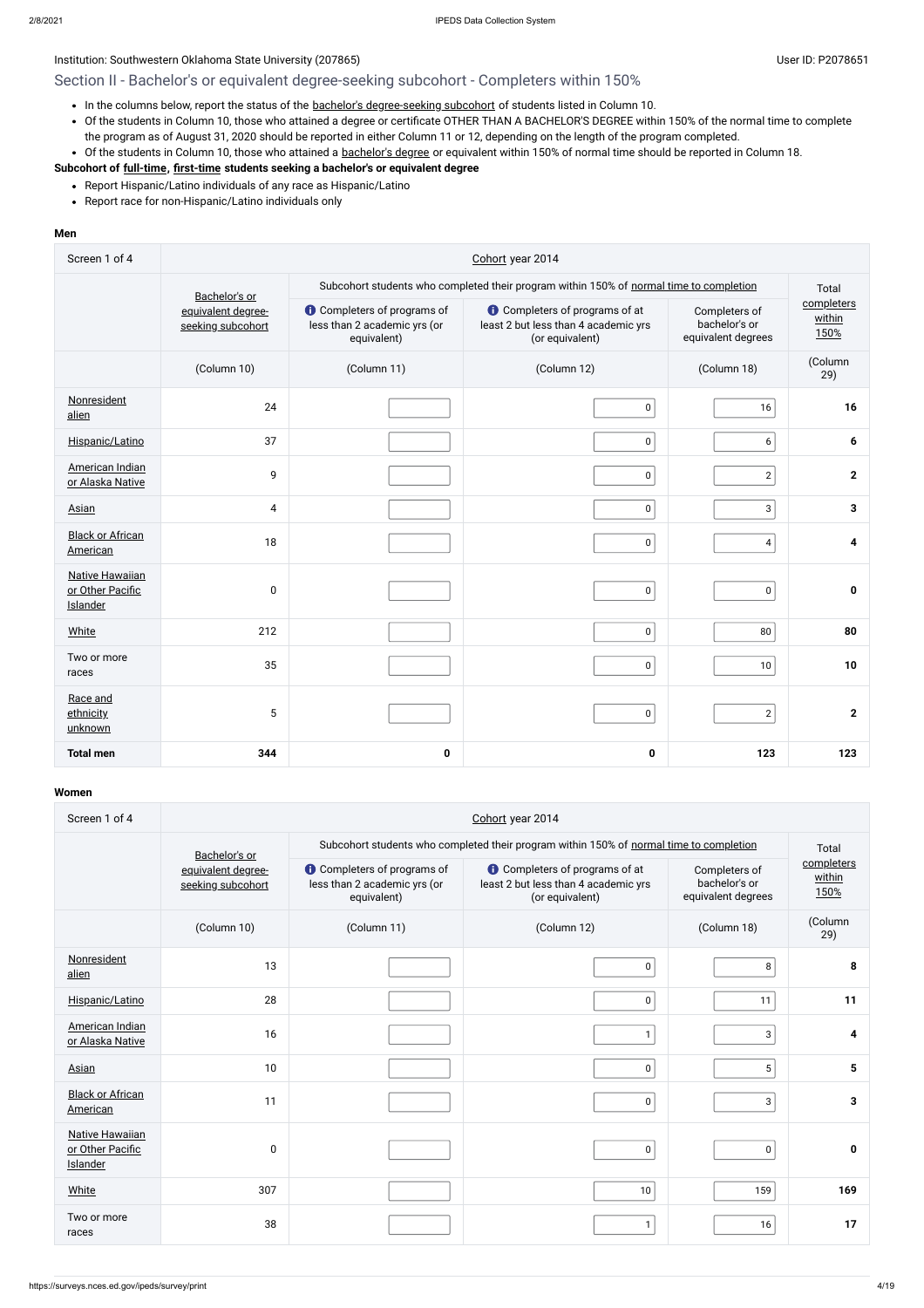Institution: Southwestern Oklahoma State University (207865)

User ID: P2078651

## Section II - Bachelor's or equivalent degree-seeking subcohort - Completers within 150%

- In the columns below, report the status of the bachelor's degree-seeking subcohort of students listed in Column 10.
- Of the students in Column 10, those who attained a degree or certificate OTHER THAN A BACHELOR'S DEGREE within 150% of the normal time to complete the program as of August 31, 2020 should be reported in either Column 11 or 12, depending on the length of the program completed.
- Of the students in Column 10, those who attained a bachelor's degree or equivalent within 150% of normal time should be reported in Column 18.

**Subcohort of full-time, first-time students seeking a bachelor's or equivalent degree**

- Report Hispanic/Latino individuals of any race as Hispanic/Latino
- Report race for non-Hispanic/Latino individuals only

**Men**

| Screen 1 of 4 | Cohort year 2014 | | | | |
|---|---|---|---|---|---|
| | Bachelor's or equivalent degree-seeking subcohort | Subcohort students who completed their program within 150% of normal time to completion: Completers of programs of less than 2 academic yrs (or equivalent) | Completers of programs of at least 2 but less than 4 academic yrs (or equivalent) | Completers of bachelor's or equivalent degrees | Total completers within 150% |
| | (Column 10) | (Column 11) | (Column 12) | (Column 18) | (Column 29) |
| Nonresident alien | 24 | | 0 | 16 | **16** |
| Hispanic/Latino | 37 | | 0 | 6 | **6** |
| American Indian or Alaska Native | 9 | | 0 | 2 | **2** |
| Asian | 4 | | 0 | 3 | **3** |
| Black or African American | 18 | | 0 | 4 | **4** |
| Native Hawaiian or Other Pacific Islander | 0 | | 0 | 0 | **0** |
| White | 212 | | 0 | 80 | **80** |
| Two or more races | 35 | | 0 | 10 | **10** |
| Race and ethnicity unknown | 5 | | 0 | 2 | **2** |
| **Total men** | **344** | **0** | **0** | **123** | **123** |

**Women**

| Screen 1 of 4 | Cohort year 2014 | | | | |
|---|---|---|---|---|---|
| | Bachelor's or equivalent degree-seeking subcohort | Subcohort students who completed their program within 150% of normal time to completion: Completers of programs of less than 2 academic yrs (or equivalent) | Completers of programs of at least 2 but less than 4 academic yrs (or equivalent) | Completers of bachelor's or equivalent degrees | Total completers within 150% |
| | (Column 10) | (Column 11) | (Column 12) | (Column 18) | (Column 29) |
| Nonresident alien | 13 | | 0 | 8 | **8** |
| Hispanic/Latino | 28 | | 0 | 11 | **11** |
| American Indian or Alaska Native | 16 | | 1 | 3 | **4** |
| Asian | 10 | | 0 | 5 | **5** |
| Black or African American | 11 | | 0 | 3 | **3** |
| Native Hawaiian or Other Pacific Islander | 0 | | 0 | 0 | **0** |
| White | 307 | | 10 | 159 | **169** |
| Two or more races | 38 | | 1 | 16 | **17** |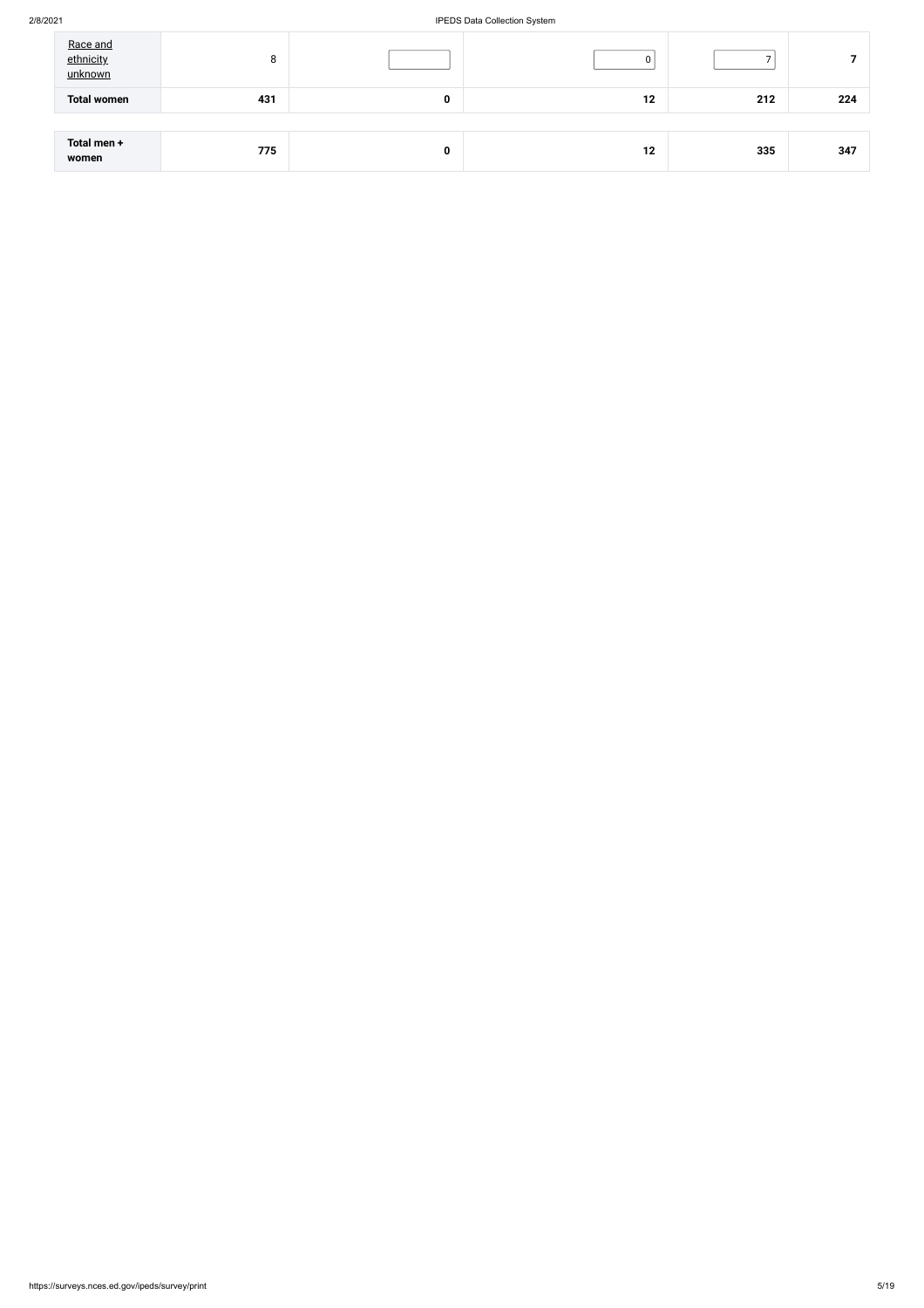| | | | | | |
|---|---|---|---|---|---|
| Race and ethnicity unknown | 8 | | 0 | 7 | 7 |
| **Total women** | **431** | **0** | **12** | **212** | **224** |
| | | | | | |
| **Total men + women** | **775** | **0** | **12** | **335** | **347** |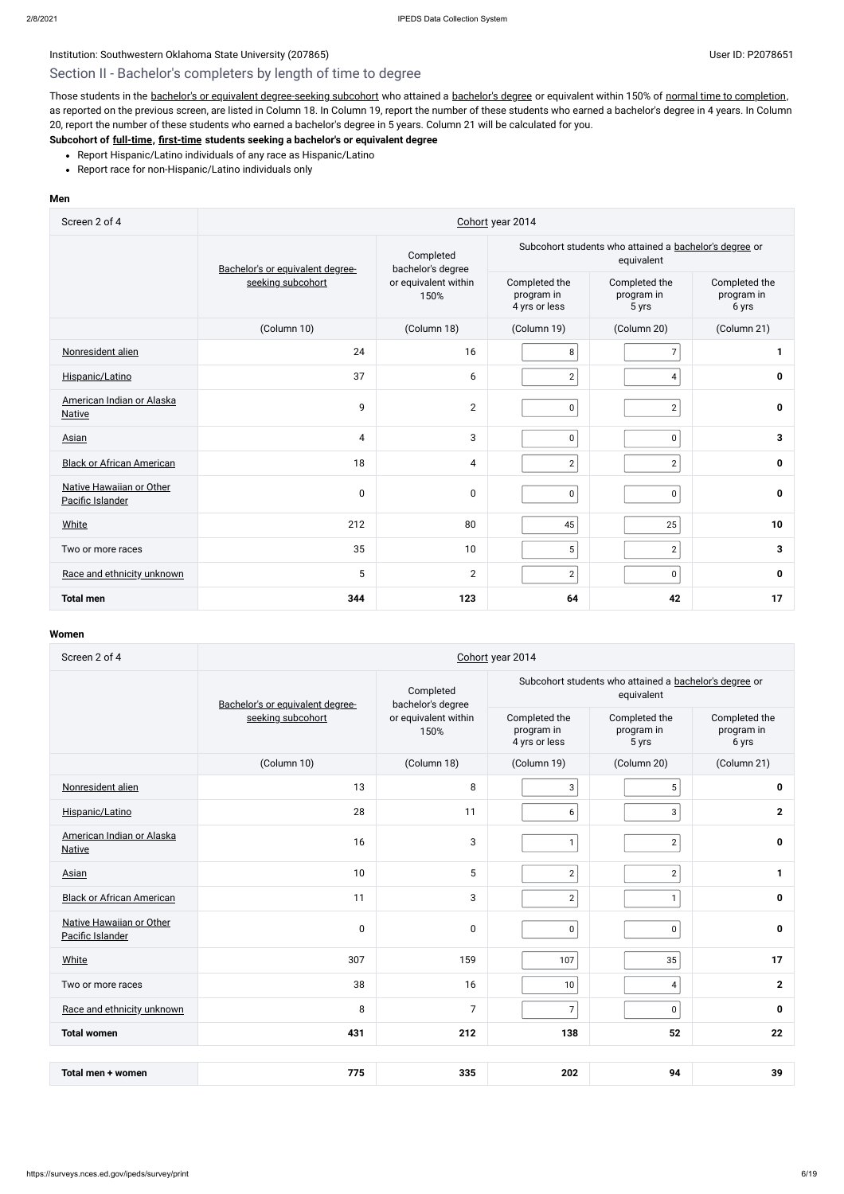Institution: Southwestern Oklahoma State University (207865)

User ID: P2078651

## Section II - Bachelor's completers by length of time to degree

Those students in the bachelor's or equivalent degree-seeking subcohort who attained a bachelor's degree or equivalent within 150% of normal time to completion, as reported on the previous screen, are listed in Column 18. In Column 19, report the number of these students who earned a bachelor's degree in 4 years. In Column 20, report the number of these students who earned a bachelor's degree in 5 years. Column 21 will be calculated for you.

**Subcohort of full-time, first-time students seeking a bachelor's or equivalent degree**

- Report Hispanic/Latino individuals of any race as Hispanic/Latino
- Report race for non-Hispanic/Latino individuals only

**Men**

| Screen 2 of 4 | Cohort year 2014 | | | | |
|---|---|---|---|---|---|
| | Bachelor's or equivalent degree-seeking subcohort | Completed bachelor's degree or equivalent within 150% | Subcohort students who attained a bachelor's degree or equivalent | | |
| | | | Completed the program in 4 yrs or less | Completed the program in 5 yrs | Completed the program in 6 yrs |
| | (Column 10) | (Column 18) | (Column 19) | (Column 20) | (Column 21) |
| Nonresident alien | 24 | 16 | 8 | 7 | **1** |
| Hispanic/Latino | 37 | 6 | 2 | 4 | **0** |
| American Indian or Alaska Native | 9 | 2 | 0 | 2 | **0** |
| Asian | 4 | 3 | 0 | 0 | **3** |
| Black or African American | 18 | 4 | 2 | 2 | **0** |
| Native Hawaiian or Other Pacific Islander | 0 | 0 | 0 | 0 | **0** |
| White | 212 | 80 | 45 | 25 | **10** |
| Two or more races | 35 | 10 | 5 | 2 | **3** |
| Race and ethnicity unknown | 5 | 2 | 2 | 0 | **0** |
| **Total men** | **344** | **123** | **64** | **42** | **17** |

**Women**

| Screen 2 of 4 | Cohort year 2014 | | | | |
|---|---|---|---|---|---|
| | Bachelor's or equivalent degree-seeking subcohort | Completed bachelor's degree or equivalent within 150% | Subcohort students who attained a bachelor's degree or equivalent | | |
| | | | Completed the program in 4 yrs or less | Completed the program in 5 yrs | Completed the program in 6 yrs |
| | (Column 10) | (Column 18) | (Column 19) | (Column 20) | (Column 21) |
| Nonresident alien | 13 | 8 | 3 | 5 | **0** |
| Hispanic/Latino | 28 | 11 | 6 | 3 | **2** |
| American Indian or Alaska Native | 16 | 3 | 1 | 2 | **0** |
| Asian | 10 | 5 | 2 | 2 | **1** |
| Black or African American | 11 | 3 | 2 | 1 | **0** |
| Native Hawaiian or Other Pacific Islander | 0 | 0 | 0 | 0 | **0** |
| White | 307 | 159 | 107 | 35 | **17** |
| Two or more races | 38 | 16 | 10 | 4 | **2** |
| Race and ethnicity unknown | 8 | 7 | 7 | 0 | **0** |
| **Total women** | **431** | **212** | **138** | **52** | **22** |

| **Total men + women** | **775** | **335** | **202** | **94** | **39** |
|---|---|---|---|---|---|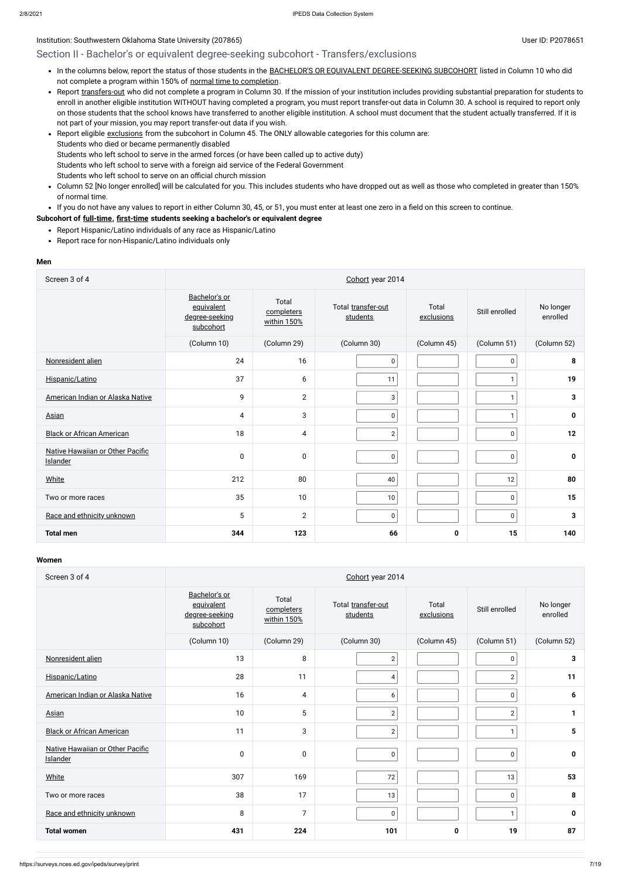Institution: Southwestern Oklahoma State University (207865) User ID: P2078651

## Section II - Bachelor's or equivalent degree-seeking subcohort - Transfers/exclusions

- In the columns below, report the status of those students in the BACHELOR'S OR EQUIVALENT DEGREE-SEEKING SUBCOHORT listed in Column 10 who did not complete a program within 150% of normal time to completion.
- Report transfers-out who did not complete a program in Column 30. If the mission of your institution includes providing substantial preparation for students to enroll in another eligible institution WITHOUT having completed a program, you must report transfer-out data in Column 30. A school is required to report only on those students that the school knows have transferred to another eligible institution. A school must document that the student actually transferred. If it is not part of your mission, you may report transfer-out data if you wish.
- Report eligible exclusions from the subcohort in Column 45. The ONLY allowable categories for this column are:
  Students who died or became permanently disabled
  Students who left school to serve in the armed forces (or have been called up to active duty)
  Students who left school to serve with a foreign aid service of the Federal Government
  Students who left school to serve on an official church mission
- Column 52 [No longer enrolled] will be calculated for you. This includes students who have dropped out as well as those who completed in greater than 150% of normal time.
- If you do not have any values to report in either Column 30, 45, or 51, you must enter at least one zero in a field on this screen to continue.

**Subcohort of full-time, first-time students seeking a bachelor's or equivalent degree**

- Report Hispanic/Latino individuals of any race as Hispanic/Latino
- Report race for non-Hispanic/Latino individuals only

**Men**

| Screen 3 of 4 | Cohort year 2014 | | | | | |
|---|---|---|---|---|---|---|
| | Bachelor's or equivalent degree-seeking subcohort | Total completers within 150% | Total transfer-out students | Total exclusions | Still enrolled | No longer enrolled |
| | (Column 10) | (Column 29) | (Column 30) | (Column 45) | (Column 51) | (Column 52) |
| Nonresident alien | 24 | 16 | 0 | | 0 | **8** |
| Hispanic/Latino | 37 | 6 | 11 | | 1 | **19** |
| American Indian or Alaska Native | 9 | 2 | 3 | | 1 | **3** |
| Asian | 4 | 3 | 0 | | 1 | **0** |
| Black or African American | 18 | 4 | 2 | | 0 | **12** |
| Native Hawaiian or Other Pacific Islander | 0 | 0 | 0 | | 0 | **0** |
| White | 212 | 80 | 40 | | 12 | **80** |
| Two or more races | 35 | 10 | 10 | | 0 | **15** |
| Race and ethnicity unknown | 5 | 2 | 0 | | 0 | **3** |
| **Total men** | **344** | **123** | **66** | **0** | **15** | **140** |

**Women**

| Screen 3 of 4 | Cohort year 2014 | | | | | |
|---|---|---|---|---|---|---|
| | Bachelor's or equivalent degree-seeking subcohort | Total completers within 150% | Total transfer-out students | Total exclusions | Still enrolled | No longer enrolled |
| | (Column 10) | (Column 29) | (Column 30) | (Column 45) | (Column 51) | (Column 52) |
| Nonresident alien | 13 | 8 | 2 | | 0 | **3** |
| Hispanic/Latino | 28 | 11 | 4 | | 2 | **11** |
| American Indian or Alaska Native | 16 | 4 | 6 | | 0 | **6** |
| Asian | 10 | 5 | 2 | | 2 | **1** |
| Black or African American | 11 | 3 | 2 | | 1 | **5** |
| Native Hawaiian or Other Pacific Islander | 0 | 0 | 0 | | 0 | **0** |
| White | 307 | 169 | 72 | | 13 | **53** |
| Two or more races | 38 | 17 | 13 | | 0 | **8** |
| Race and ethnicity unknown | 8 | 7 | 0 | | 1 | **0** |
| **Total women** | **431** | **224** | **101** | **0** | **19** | **87** |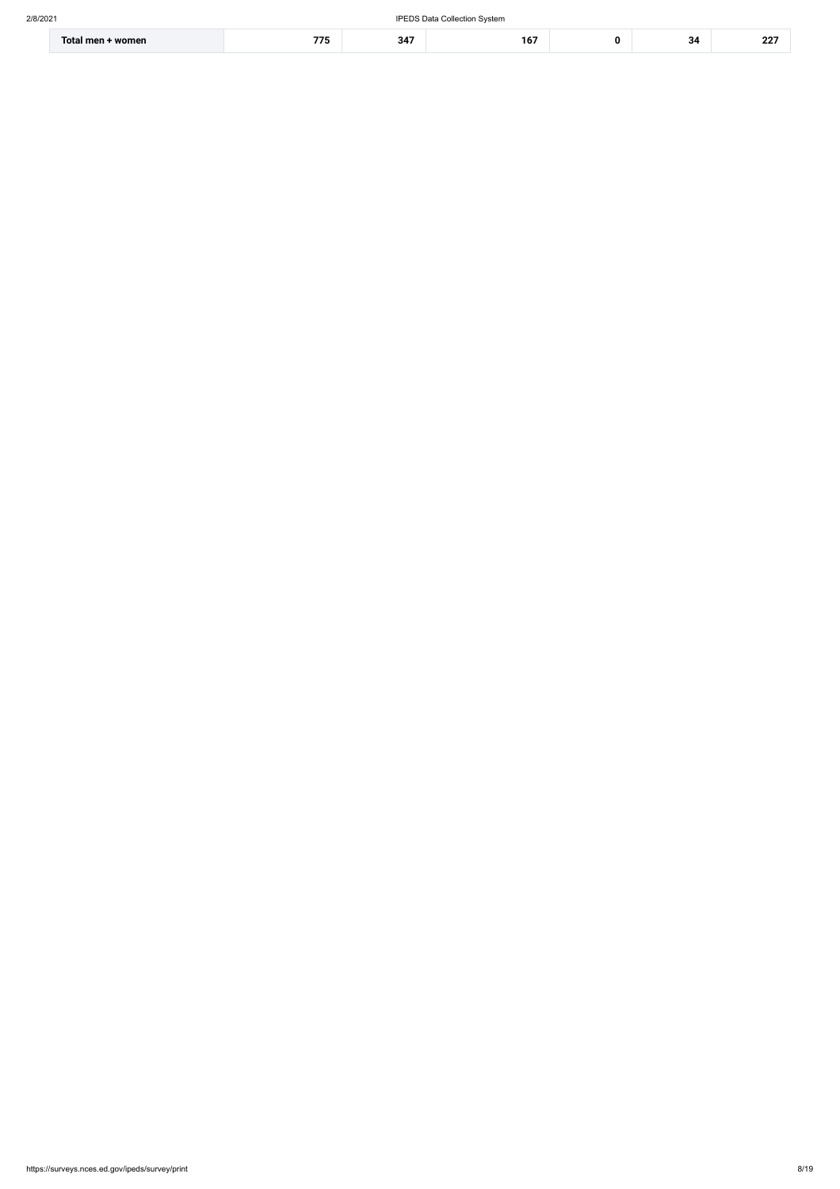| | | | | | | |
|---|---|---|---|---|---|---|
| **Total men + women** | **775** | **347** | **167** | **0** | **34** | **227** |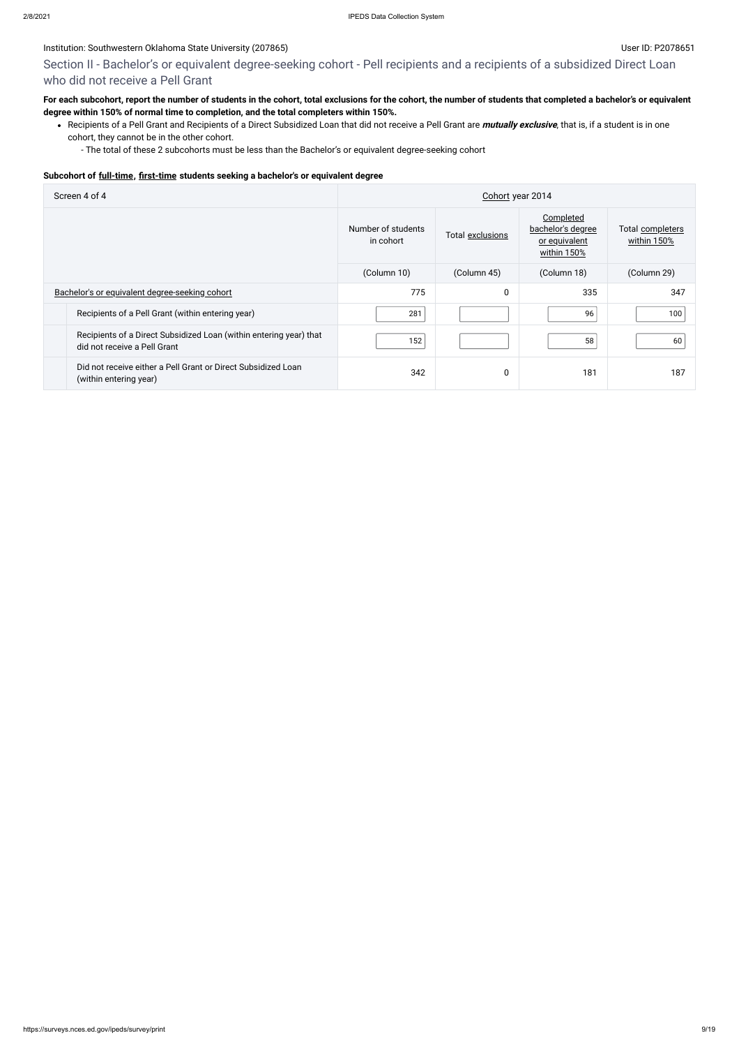Institution: Southwestern Oklahoma State University (207865) User ID: P2078651

## Section II - Bachelor's or equivalent degree-seeking cohort - Pell recipients and a recipients of a subsidized Direct Loan who did not receive a Pell Grant

**For each subcohort, report the number of students in the cohort, total exclusions for the cohort, the number of students that completed a bachelor's or equivalent degree within 150% of normal time to completion, and the total completers within 150%.**

- Recipients of a Pell Grant and Recipients of a Direct Subsidized Loan that did not receive a Pell Grant are ***mutually exclusive***, that is, if a student is in one cohort, they cannot be in the other cohort.
  - The total of these 2 subcohorts must be less than the Bachelor's or equivalent degree-seeking cohort

**Subcohort of full-time, first-time students seeking a bachelor's or equivalent degree**

| Screen 4 of 4 | Cohort year 2014 | | | |
|---|---|---|---|---|
| | Number of students in cohort | Total exclusions | Completed bachelor's degree or equivalent within 150% | Total completers within 150% |
| | (Column 10) | (Column 45) | (Column 18) | (Column 29) |
| Bachelor's or equivalent degree-seeking cohort | 775 | 0 | 335 | 347 |
| Recipients of a Pell Grant (within entering year) | 281 | | 96 | 100 |
| Recipients of a Direct Subsidized Loan (within entering year) that did not receive a Pell Grant | 152 | | 58 | 60 |
| Did not receive either a Pell Grant or Direct Subsidized Loan (within entering year) | 342 | 0 | 181 | 187 |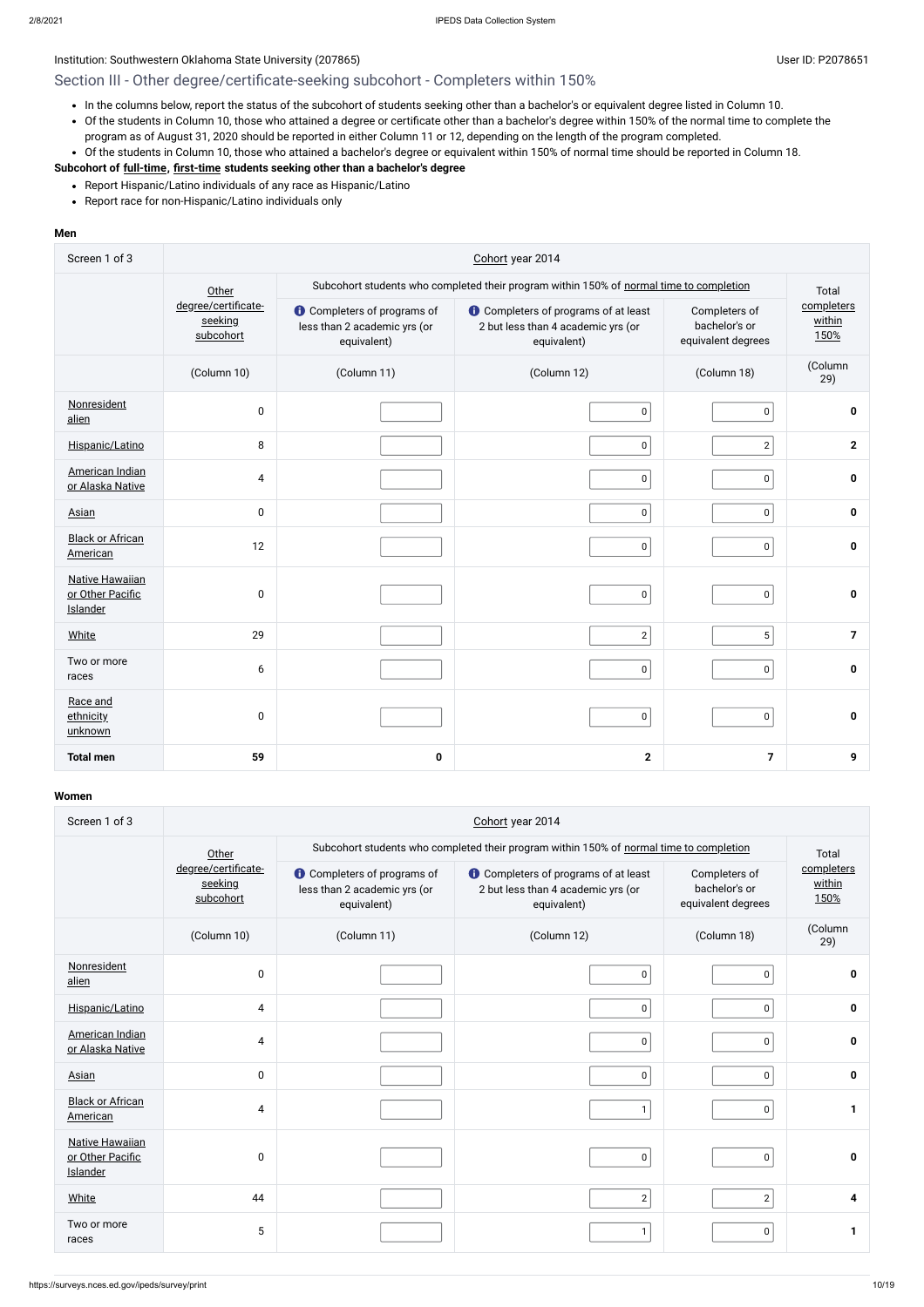Institution: Southwestern Oklahoma State University (207865)

User ID: P2078651

## Section III - Other degree/certificate-seeking subcohort - Completers within 150%

- In the columns below, report the status of the subcohort of students seeking other than a bachelor's or equivalent degree listed in Column 10.
- Of the students in Column 10, those who attained a degree or certificate other than a bachelor's degree within 150% of the normal time to complete the program as of August 31, 2020 should be reported in either Column 11 or 12, depending on the length of the program completed.
- Of the students in Column 10, those who attained a bachelor's degree or equivalent within 150% of normal time should be reported in Column 18.

**Subcohort of full-time, first-time students seeking other than a bachelor's degree**

- Report Hispanic/Latino individuals of any race as Hispanic/Latino
- Report race for non-Hispanic/Latino individuals only

**Men**

| Screen 1 of 3 | Cohort year 2014 | | | | |
|---|---|---|---|---|---|
| | Other degree/certificate-seeking subcohort | Subcohort students who completed their program within 150% of normal time to completion | | | Total completers within 150% |
| | | Completers of programs of less than 2 academic yrs (or equivalent) | Completers of programs of at least 2 but less than 4 academic yrs (or equivalent) | Completers of bachelor's or equivalent degrees | |
| | (Column 10) | (Column 11) | (Column 12) | (Column 18) | (Column 29) |
| Nonresident alien | 0 | | 0 | 0 | **0** |
| Hispanic/Latino | 8 | | 0 | 2 | **2** |
| American Indian or Alaska Native | 4 | | 0 | 0 | **0** |
| Asian | 0 | | 0 | 0 | **0** |
| Black or African American | 12 | | 0 | 0 | **0** |
| Native Hawaiian or Other Pacific Islander | 0 | | 0 | 0 | **0** |
| White | 29 | | 2 | 5 | **7** |
| Two or more races | 6 | | 0 | 0 | **0** |
| Race and ethnicity unknown | 0 | | 0 | 0 | **0** |
| **Total men** | **59** | **0** | **2** | **7** | **9** |

**Women**

| Screen 1 of 3 | Cohort year 2014 | | | | |
|---|---|---|---|---|---|
| | Other degree/certificate-seeking subcohort | Subcohort students who completed their program within 150% of normal time to completion | | | Total completers within 150% |
| | | Completers of programs of less than 2 academic yrs (or equivalent) | Completers of programs of at least 2 but less than 4 academic yrs (or equivalent) | Completers of bachelor's or equivalent degrees | |
| | (Column 10) | (Column 11) | (Column 12) | (Column 18) | (Column 29) |
| Nonresident alien | 0 | | 0 | 0 | **0** |
| Hispanic/Latino | 4 | | 0 | 0 | **0** |
| American Indian or Alaska Native | 4 | | 0 | 0 | **0** |
| Asian | 0 | | 0 | 0 | **0** |
| Black or African American | 4 | | 1 | 0 | **1** |
| Native Hawaiian or Other Pacific Islander | 0 | | 0 | 0 | **0** |
| White | 44 | | 2 | 2 | **4** |
| Two or more races | 5 | | 1 | 0 | **1** |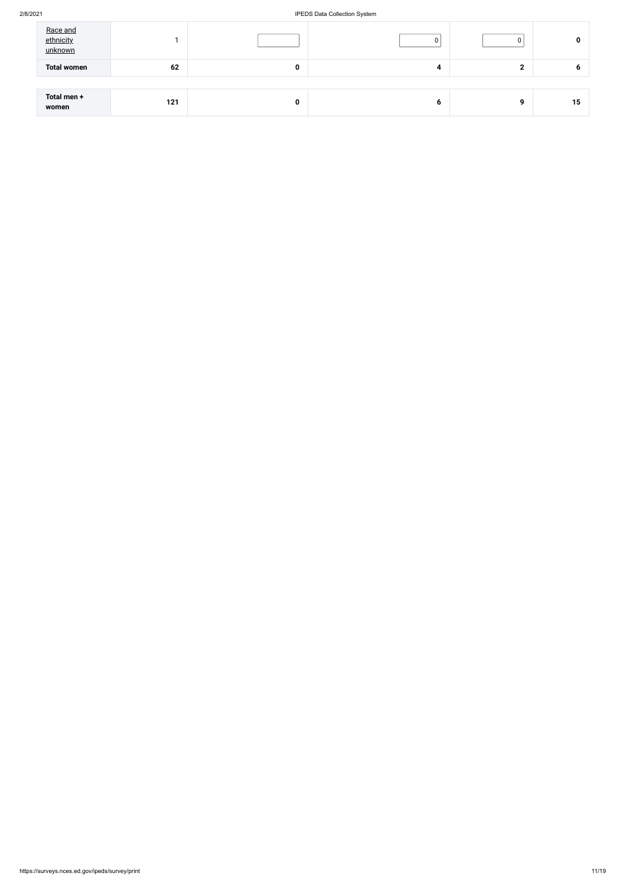| Race and ethnicity unknown | 1 | | 0 | 0 | 0 |
|---|---|---|---|---|---|
| **Total women** | **62** | **0** | **4** | **2** | **6** |

| **Total men + women** | **121** | **0** | **6** | **9** | **15** |
|---|---|---|---|---|---|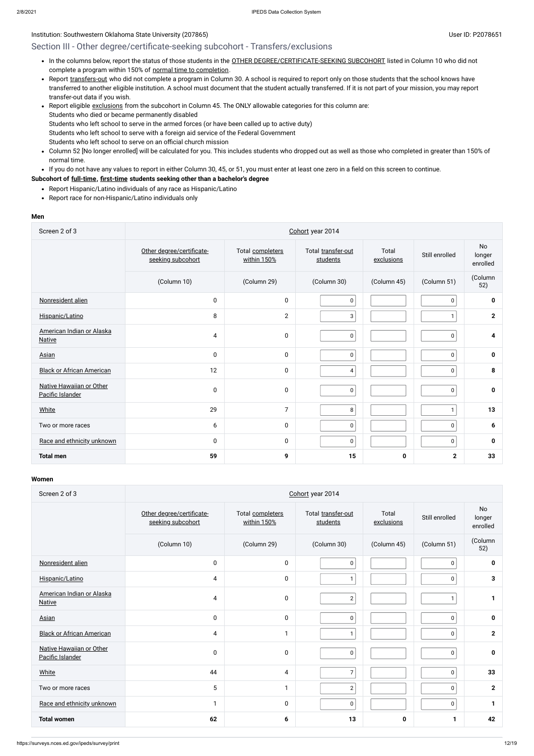Institution: Southwestern Oklahoma State University (207865)

User ID: P2078651

## Section III - Other degree/certificate-seeking subcohort - Transfers/exclusions

- In the columns below, report the status of those students in the OTHER DEGREE/CERTIFICATE-SEEKING SUBCOHORT listed in Column 10 who did not complete a program within 150% of normal time to completion.
- Report transfers-out who did not complete a program in Column 30. A school is required to report only on those students that the school knows have transferred to another eligible institution. A school must document that the student actually transferred. If it is not part of your mission, you may report transfer-out data if you wish.
- Report eligible exclusions from the subcohort in Column 45. The ONLY allowable categories for this column are:
  Students who died or became permanently disabled
  Students who left school to serve in the armed forces (or have been called up to active duty)
  Students who left school to serve with a foreign aid service of the Federal Government
  Students who left school to serve on an official church mission
- Column 52 [No longer enrolled] will be calculated for you. This includes students who dropped out as well as those who completed in greater than 150% of normal time.
- If you do not have any values to report in either Column 30, 45, or 51, you must enter at least one zero in a field on this screen to continue.

**Subcohort of full-time, first-time students seeking other than a bachelor's degree**

- Report Hispanic/Latino individuals of any race as Hispanic/Latino
- Report race for non-Hispanic/Latino individuals only

**Men**

| Screen 2 of 3 | Cohort year 2014 | | | | | |
|---|---|---|---|---|---|---|
| | Other degree/certificate-seeking subcohort | Total completers within 150% | Total transfer-out students | Total exclusions | Still enrolled | No longer enrolled |
| | (Column 10) | (Column 29) | (Column 30) | (Column 45) | (Column 51) | (Column 52) |
| Nonresident alien | 0 | 0 | 0 | | 0 | **0** |
| Hispanic/Latino | 8 | 2 | 3 | | 1 | **2** |
| American Indian or Alaska Native | 4 | 0 | 0 | | 0 | **4** |
| Asian | 0 | 0 | 0 | | 0 | **0** |
| Black or African American | 12 | 0 | 4 | | 0 | **8** |
| Native Hawaiian or Other Pacific Islander | 0 | 0 | 0 | | 0 | **0** |
| White | 29 | 7 | 8 | | 1 | **13** |
| Two or more races | 6 | 0 | 0 | | 0 | **6** |
| Race and ethnicity unknown | 0 | 0 | 0 | | 0 | **0** |
| **Total men** | **59** | **9** | **15** | **0** | **2** | **33** |

**Women**

| Screen 2 of 3 | Cohort year 2014 | | | | | |
|---|---|---|---|---|---|---|
| | Other degree/certificate-seeking subcohort | Total completers within 150% | Total transfer-out students | Total exclusions | Still enrolled | No longer enrolled |
| | (Column 10) | (Column 29) | (Column 30) | (Column 45) | (Column 51) | (Column 52) |
| Nonresident alien | 0 | 0 | 0 | | 0 | **0** |
| Hispanic/Latino | 4 | 0 | 1 | | 0 | **3** |
| American Indian or Alaska Native | 4 | 0 | 2 | | 1 | **1** |
| Asian | 0 | 0 | 0 | | 0 | **0** |
| Black or African American | 4 | 1 | 1 | | 0 | **2** |
| Native Hawaiian or Other Pacific Islander | 0 | 0 | 0 | | 0 | **0** |
| White | 44 | 4 | 7 | | 0 | **33** |
| Two or more races | 5 | 1 | 2 | | 0 | **2** |
| Race and ethnicity unknown | 1 | 0 | 0 | | 0 | **1** |
| **Total women** | **62** | **6** | **13** | **0** | **1** | **42** |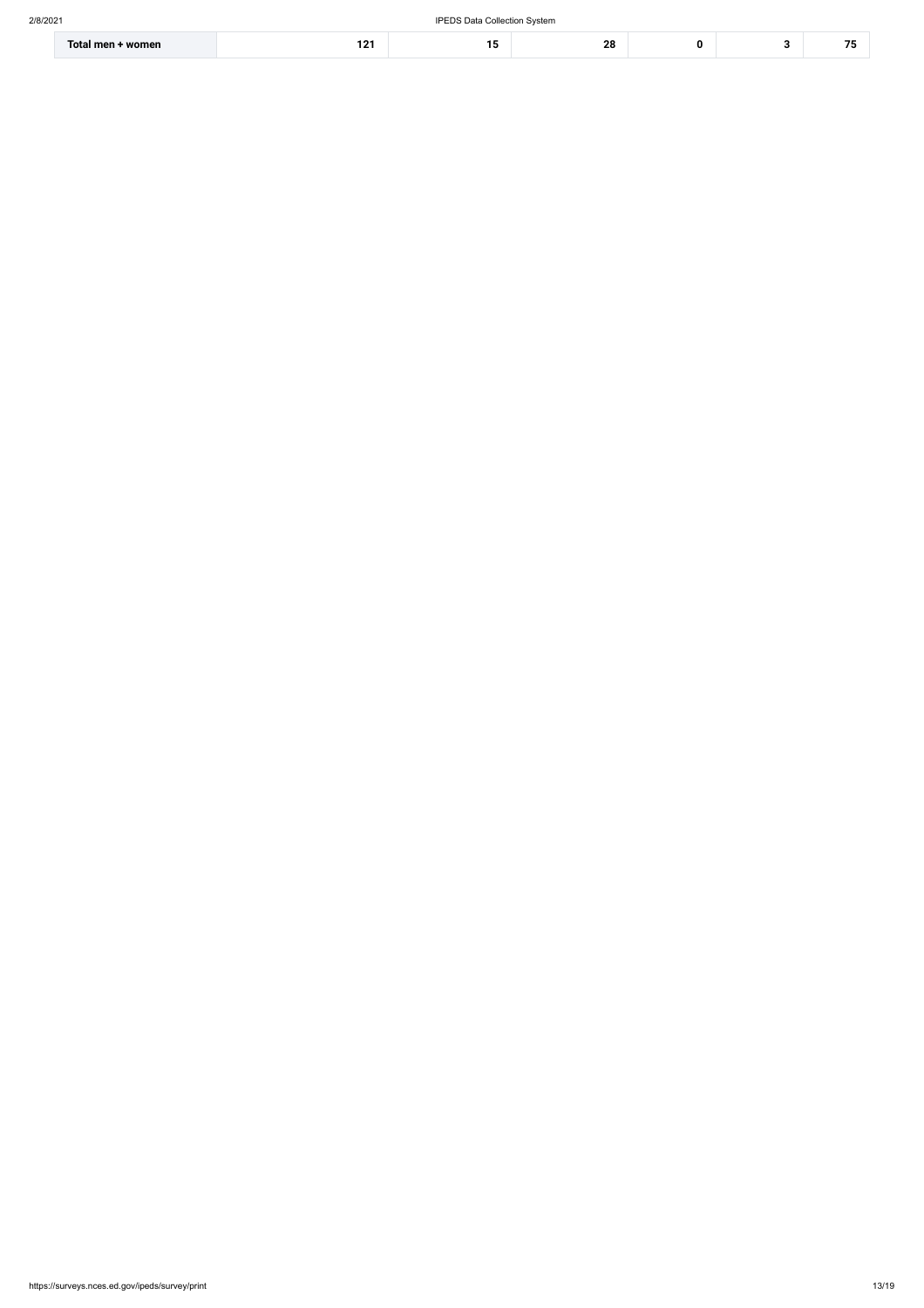| Total men + women | 121 | 15 | 28 | 0 | 3 | 75 |
| --- | --- | --- | --- | --- | --- | --- |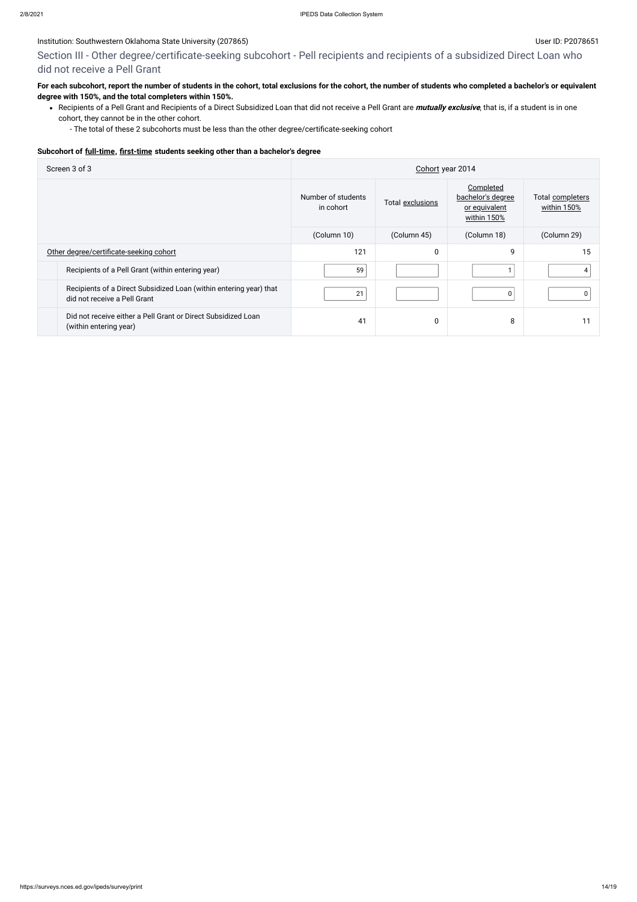Institution: Southwestern Oklahoma State University (207865)

User ID: P2078651

## Section III - Other degree/certificate-seeking subcohort - Pell recipients and recipients of a subsidized Direct Loan who did not receive a Pell Grant

**For each subcohort, report the number of students in the cohort, total exclusions for the cohort, the number of students who completed a bachelor's or equivalent degree with 150%, and the total completers within 150%.**

- Recipients of a Pell Grant and Recipients of a Direct Subsidized Loan that did not receive a Pell Grant are ***mutually exclusive***, that is, if a student is in one cohort, they cannot be in the other cohort.
  - The total of these 2 subcohorts must be less than the other degree/certificate-seeking cohort

**Subcohort of full-time, first-time students seeking other than a bachelor's degree**

| Screen 3 of 3 | Cohort year 2014 | | | |
|---|---|---|---|---|
| | Number of students in cohort | Total exclusions | Completed bachelor's degree or equivalent within 150% | Total completers within 150% |
| | (Column 10) | (Column 45) | (Column 18) | (Column 29) |
| Other degree/certificate-seeking cohort | 121 | 0 | 9 | 15 |
| Recipients of a Pell Grant (within entering year) | 59 | | 1 | 4 |
| Recipients of a Direct Subsidized Loan (within entering year) that did not receive a Pell Grant | 21 | | 0 | 0 |
| Did not receive either a Pell Grant or Direct Subsidized Loan (within entering year) | 41 | 0 | 8 | 11 |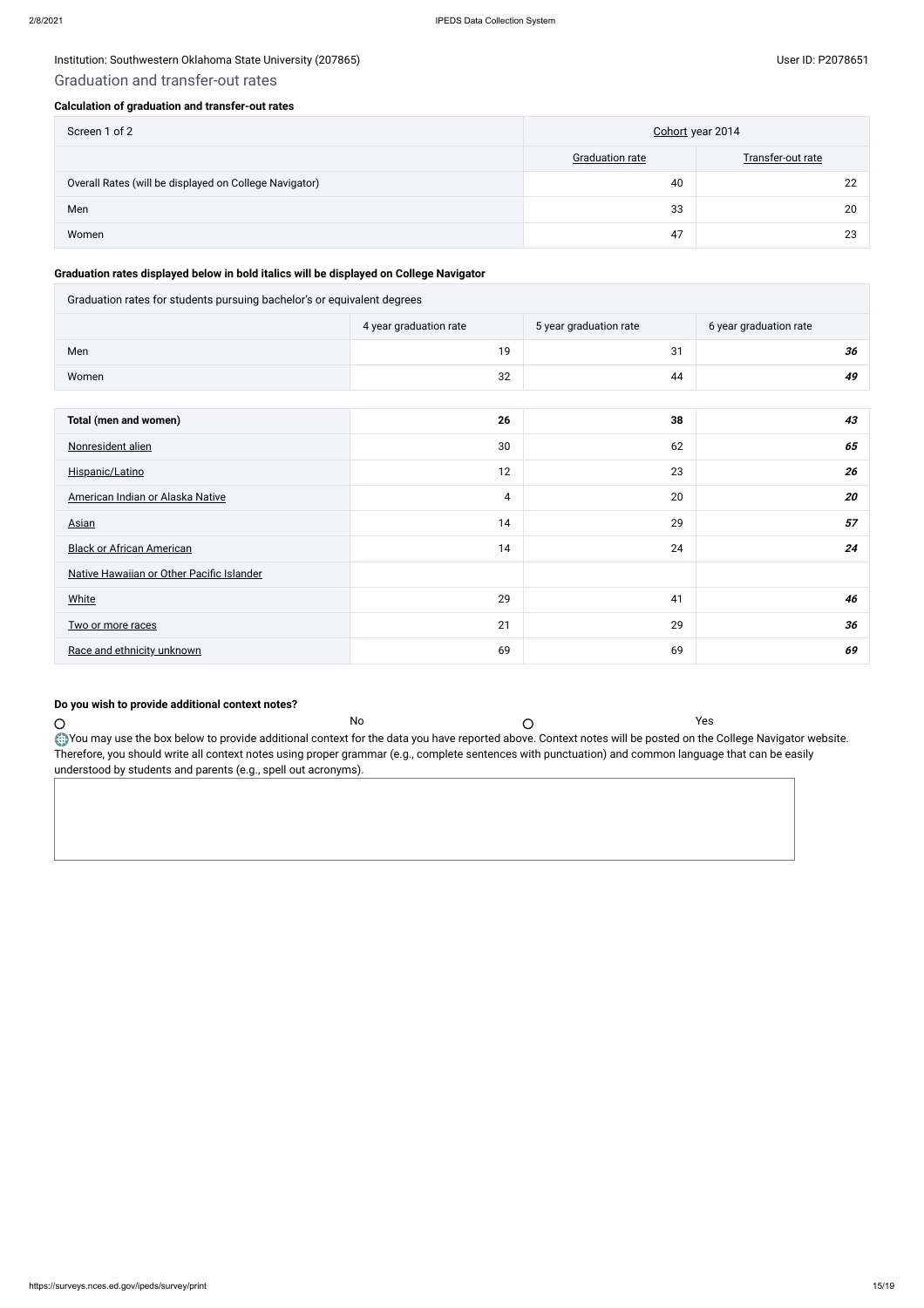Institution: Southwestern Oklahoma State University (207865)

User ID: P2078651

## Graduation and transfer-out rates

### Calculation of graduation and transfer-out rates

| Screen 1 of 2 | Cohort year 2014 | |
|---|---|---|
| | Graduation rate | Transfer-out rate |
| Overall Rates (will be displayed on College Navigator) | 40 | 22 |
| Men | 33 | 20 |
| Women | 47 | 23 |

### Graduation rates displayed below in bold italics will be displayed on College Navigator

| Graduation rates for students pursuing bachelor's or equivalent degrees | | | |
|---|---|---|---|
| | 4 year graduation rate | 5 year graduation rate | 6 year graduation rate |
| Men | 19 | 31 | ***36*** |
| Women | 32 | 44 | ***49*** |

| **Total (men and women)** | **26** | **38** | ***43*** |
|---|---|---|---|
| Nonresident alien | 30 | 62 | ***65*** |
| Hispanic/Latino | 12 | 23 | ***26*** |
| American Indian or Alaska Native | 4 | 20 | ***20*** |
| Asian | 14 | 29 | ***57*** |
| Black or African American | 14 | 24 | ***24*** |
| Native Hawaiian or Other Pacific Islander | | | |
| White | 29 | 41 | ***46*** |
| Two or more races | 21 | 29 | ***36*** |
| Race and ethnicity unknown | 69 | 69 | ***69*** |

### Do you wish to provide additional context notes?

○ No ○ Yes

You may use the box below to provide additional context for the data you have reported above. Context notes will be posted on the College Navigator website. Therefore, you should write all context notes using proper grammar (e.g., complete sentences with punctuation) and common language that can be easily understood by students and parents (e.g., spell out acronyms).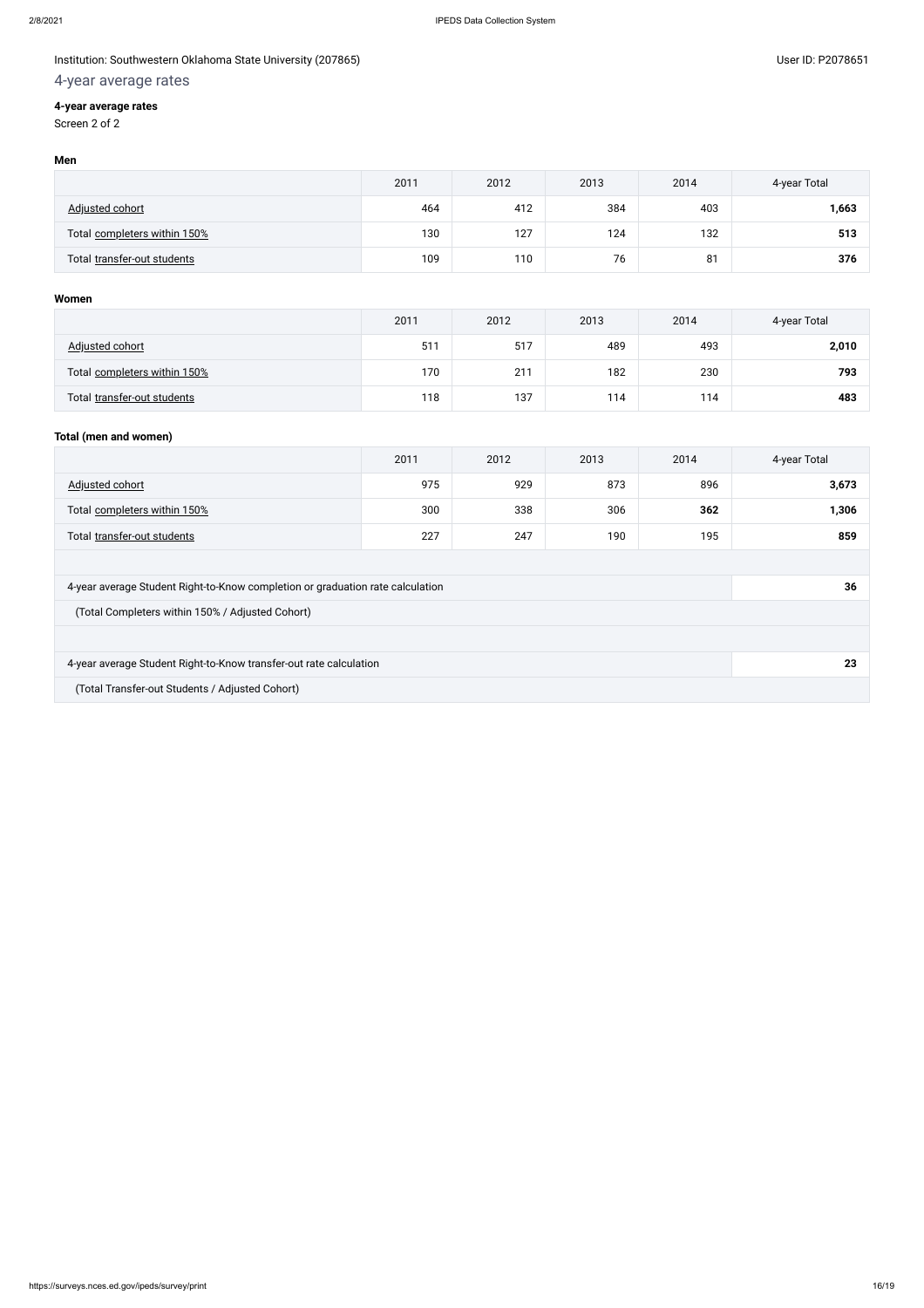Institution: Southwestern Oklahoma State University (207865)

User ID: P2078651

# 4-year average rates

**4-year average rates**

Screen 2 of 2

**Men**

| | 2011 | 2012 | 2013 | 2014 | 4-year Total |
|---|---|---|---|---|---|
| Adjusted cohort | 464 | 412 | 384 | 403 | **1,663** |
| Total completers within 150% | 130 | 127 | 124 | 132 | **513** |
| Total transfer-out students | 109 | 110 | 76 | 81 | **376** |

**Women**

| | 2011 | 2012 | 2013 | 2014 | 4-year Total |
|---|---|---|---|---|---|
| Adjusted cohort | 511 | 517 | 489 | 493 | **2,010** |
| Total completers within 150% | 170 | 211 | 182 | 230 | **793** |
| Total transfer-out students | 118 | 137 | 114 | 114 | **483** |

**Total (men and women)**

| | 2011 | 2012 | 2013 | 2014 | 4-year Total |
|---|---|---|---|---|---|
| Adjusted cohort | 975 | 929 | 873 | 896 | **3,673** |
| Total completers within 150% | 300 | 338 | 306 | **362** | **1,306** |
| Total transfer-out students | 227 | 247 | 190 | 195 | **859** |

| | |
|---|---|
| 4-year average Student Right-to-Know completion or graduation rate calculation | **36** |
| (Total Completers within 150% / Adjusted Cohort) | |
| 4-year average Student Right-to-Know transfer-out rate calculation | **23** |
| (Total Transfer-out Students / Adjusted Cohort) | |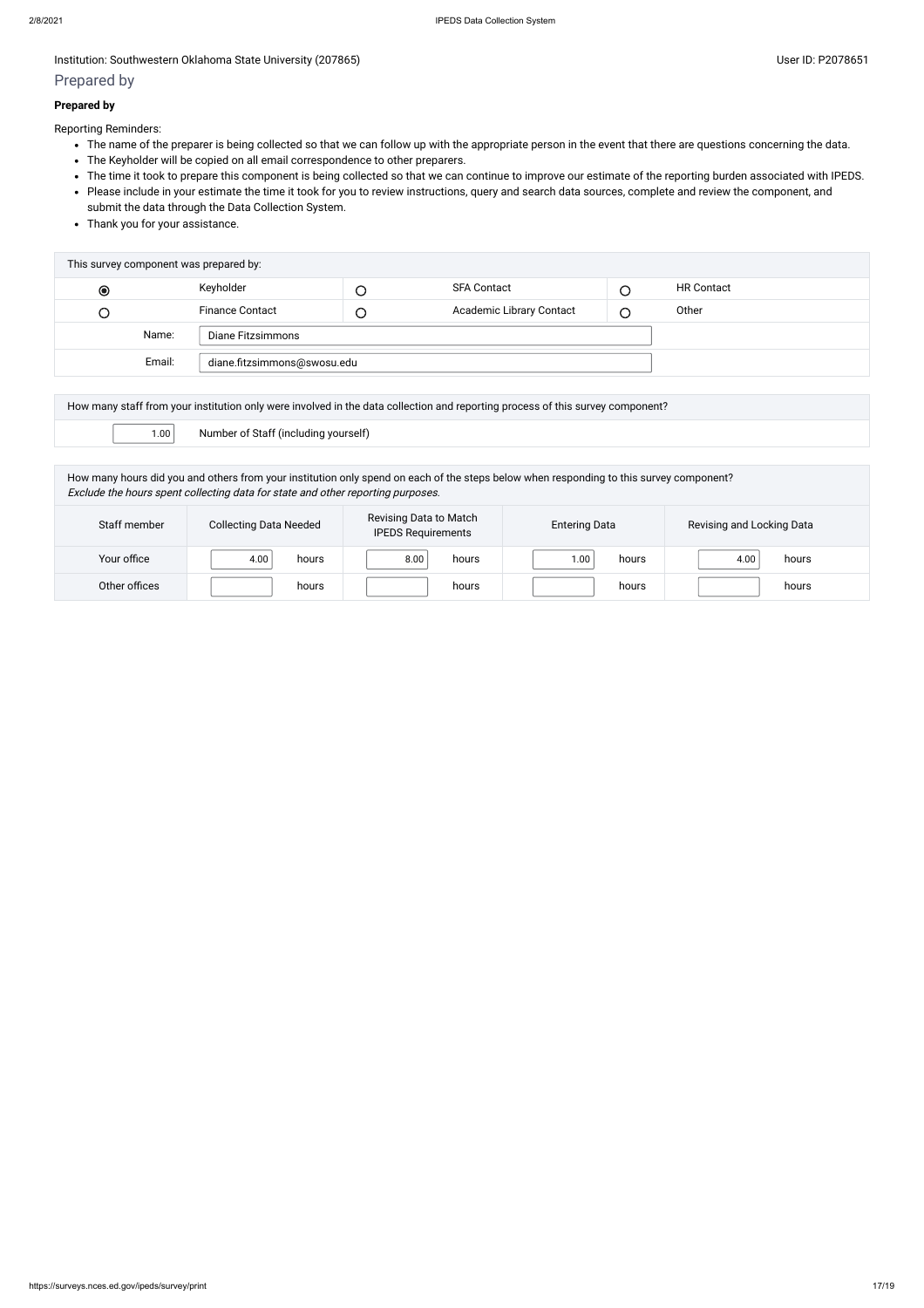Institution: Southwestern Oklahoma State University (207865)

User ID: P2078651

# Prepared by

**Prepared by**

Reporting Reminders:

- The name of the preparer is being collected so that we can follow up with the appropriate person in the event that there are questions concerning the data.
- The Keyholder will be copied on all email correspondence to other preparers.
- The time it took to prepare this component is being collected so that we can continue to improve our estimate of the reporting burden associated with IPEDS.
- Please include in your estimate the time it took for you to review instructions, query and search data sources, complete and review the component, and submit the data through the Data Collection System.
- Thank you for your assistance.

| This survey component was prepared by: | | | | | |
|---|---|---|---|---|---|
| ◉ | Keyholder | ○ | SFA Contact | ○ | HR Contact |
| ○ | Finance Contact | ○ | Academic Library Contact | ○ | Other |
| Name: | Diane Fitzsimmons | | | | |
| Email: | diane.fitzsimmons@swosu.edu | | | | |

| How many staff from your institution only were involved in the data collection and reporting process of this survey component? | |
|---|---|
| 1.00 | Number of Staff (including yourself) |

How many hours did you and others from your institution only spend on each of the steps below when responding to this survey component?
*Exclude the hours spent collecting data for state and other reporting purposes.*

| Staff member | Collecting Data Needed | Revising Data to Match IPEDS Requirements | Entering Data | Revising and Locking Data |
|---|---|---|---|---|
| Your office | 4.00 hours | 8.00 hours | 1.00 hours | 4.00 hours |
| Other offices | hours | hours | hours | hours |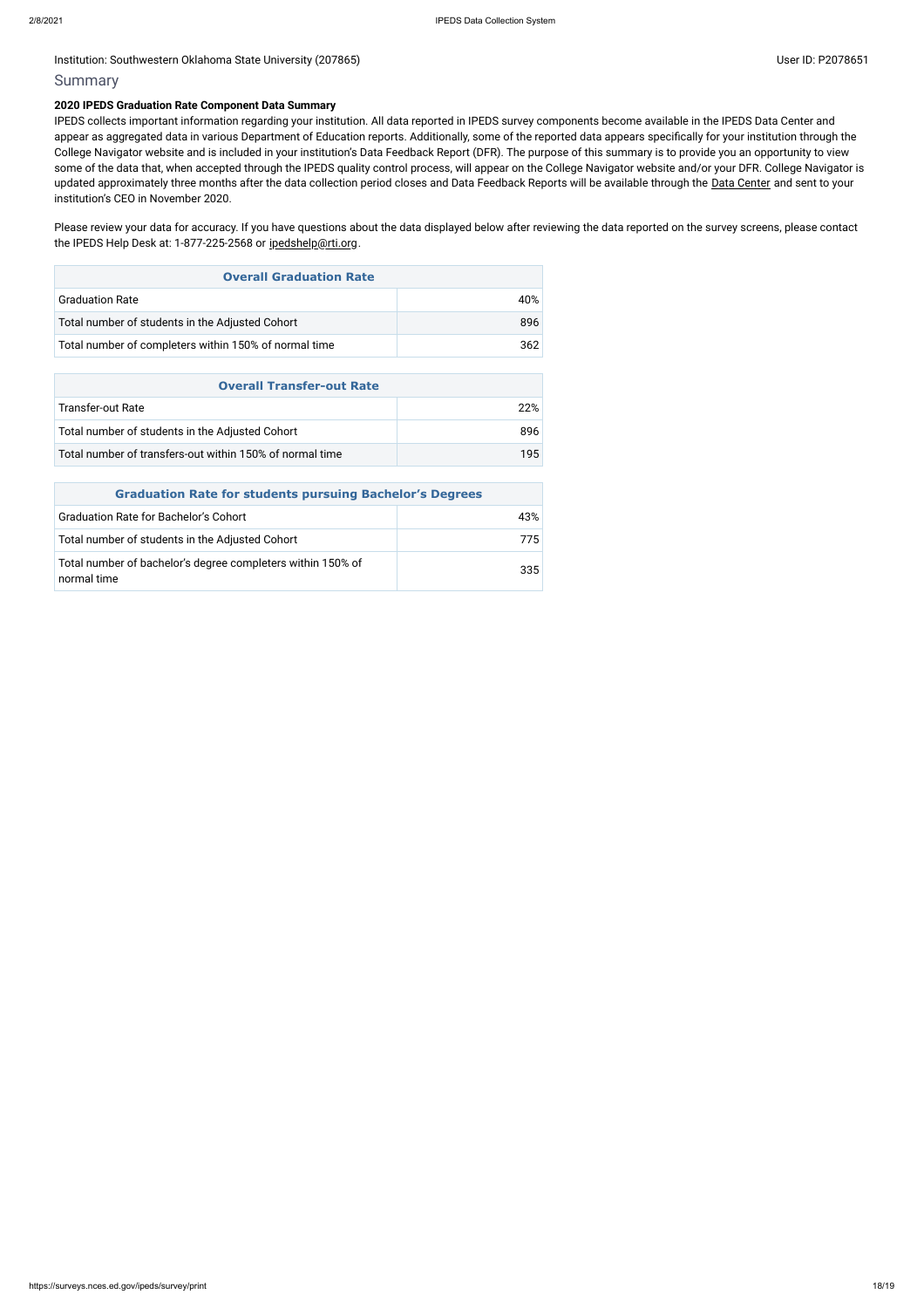Institution: Southwestern Oklahoma State University (207865)

User ID: P2078651

## Summary

**2020 IPEDS Graduation Rate Component Data Summary**

IPEDS collects important information regarding your institution. All data reported in IPEDS survey components become available in the IPEDS Data Center and appear as aggregated data in various Department of Education reports. Additionally, some of the reported data appears specifically for your institution through the College Navigator website and is included in your institution's Data Feedback Report (DFR). The purpose of this summary is to provide you an opportunity to view some of the data that, when accepted through the IPEDS quality control process, will appear on the College Navigator website and/or your DFR. College Navigator is updated approximately three months after the data collection period closes and Data Feedback Reports will be available through the Data Center and sent to your institution's CEO in November 2020.

Please review your data for accuracy. If you have questions about the data displayed below after reviewing the data reported on the survey screens, please contact the IPEDS Help Desk at: 1-877-225-2568 or ipedshelp@rti.org.

| Overall Graduation Rate | |
|---|---|
| Graduation Rate | 40% |
| Total number of students in the Adjusted Cohort | 896 |
| Total number of completers within 150% of normal time | 362 |

| Overall Transfer-out Rate | |
|---|---|
| Transfer-out Rate | 22% |
| Total number of students in the Adjusted Cohort | 896 |
| Total number of transfers-out within 150% of normal time | 195 |

| Graduation Rate for students pursuing Bachelor's Degrees | |
|---|---|
| Graduation Rate for Bachelor's Cohort | 43% |
| Total number of students in the Adjusted Cohort | 775 |
| Total number of bachelor's degree completers within 150% of normal time | 335 |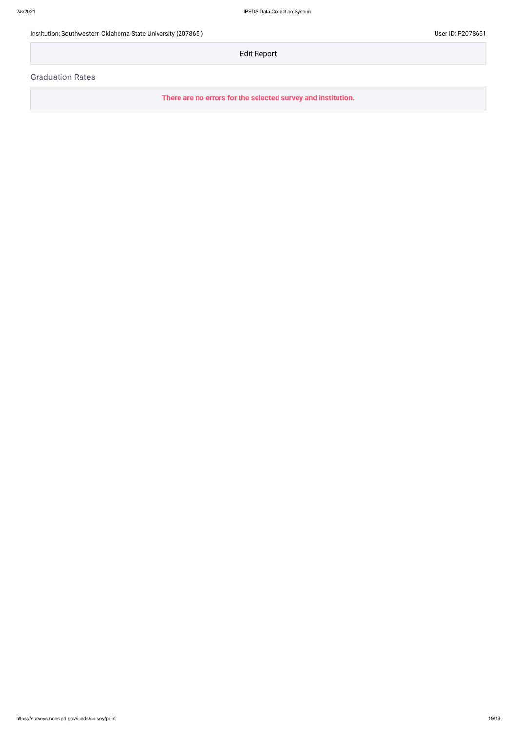Institution: Southwestern Oklahoma State University (207865 )

User ID: P2078651

Edit Report

## Graduation Rates

**There are no errors for the selected survey and institution.**